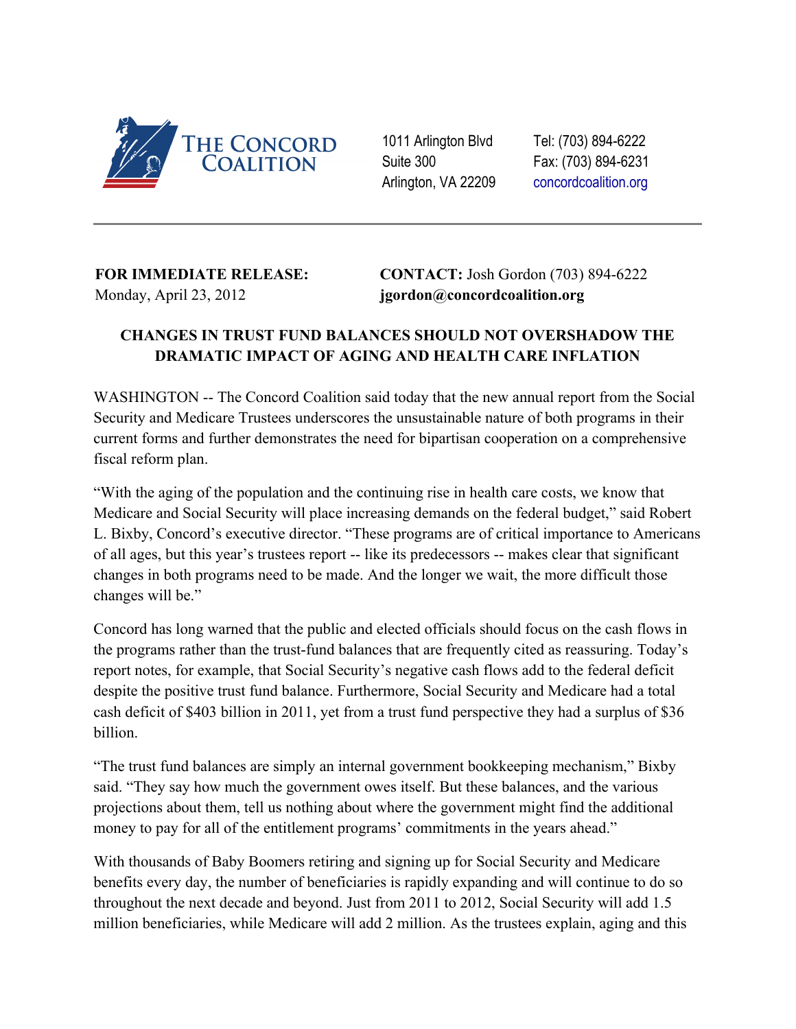THE CONCORD COALITION

1011 Arlington Blvd
Suite 300
Arlington, VA 22209

Tel: (703) 894-6222
Fax: (703) 894-6231
concordcoalition.org

---

**FOR IMMEDIATE RELEASE:**
Monday, April 23, 2012

**CONTACT:** Josh Gordon (703) 894-6222
**jgordon@concordcoalition.org**

## CHANGES IN TRUST FUND BALANCES SHOULD NOT OVERSHADOW THE DRAMATIC IMPACT OF AGING AND HEALTH CARE INFLATION

WASHINGTON -- The Concord Coalition said today that the new annual report from the Social Security and Medicare Trustees underscores the unsustainable nature of both programs in their current forms and further demonstrates the need for bipartisan cooperation on a comprehensive fiscal reform plan.

"With the aging of the population and the continuing rise in health care costs, we know that Medicare and Social Security will place increasing demands on the federal budget," said Robert L. Bixby, Concord's executive director. "These programs are of critical importance to Americans of all ages, but this year's trustees report -- like its predecessors -- makes clear that significant changes in both programs need to be made. And the longer we wait, the more difficult those changes will be."

Concord has long warned that the public and elected officials should focus on the cash flows in the programs rather than the trust-fund balances that are frequently cited as reassuring. Today's report notes, for example, that Social Security's negative cash flows add to the federal deficit despite the positive trust fund balance. Furthermore, Social Security and Medicare had a total cash deficit of $403 billion in 2011, yet from a trust fund perspective they had a surplus of $36 billion.

"The trust fund balances are simply an internal government bookkeeping mechanism," Bixby said. "They say how much the government owes itself. But these balances, and the various projections about them, tell us nothing about where the government might find the additional money to pay for all of the entitlement programs' commitments in the years ahead."

With thousands of Baby Boomers retiring and signing up for Social Security and Medicare benefits every day, the number of beneficiaries is rapidly expanding and will continue to do so throughout the next decade and beyond. Just from 2011 to 2012, Social Security will add 1.5 million beneficiaries, while Medicare will add 2 million. As the trustees explain, aging and this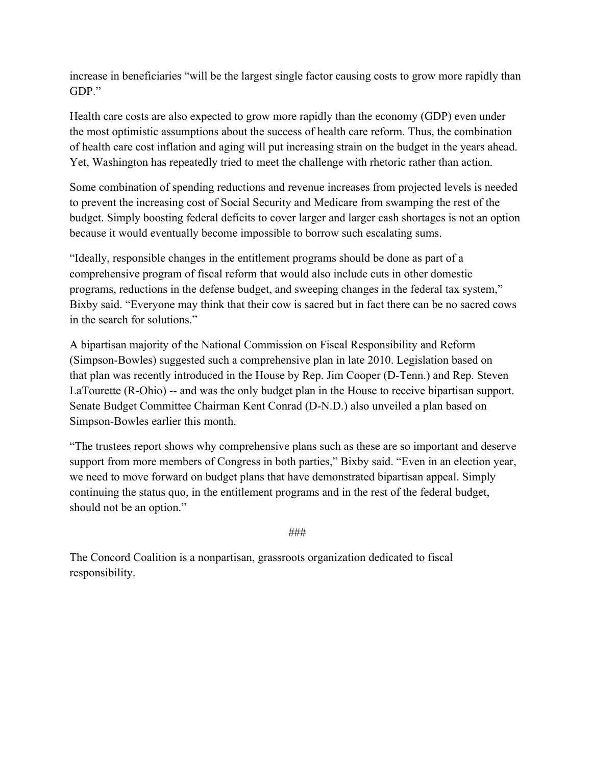increase in beneficiaries "will be the largest single factor causing costs to grow more rapidly than GDP."

Health care costs are also expected to grow more rapidly than the economy (GDP) even under the most optimistic assumptions about the success of health care reform. Thus, the combination of health care cost inflation and aging will put increasing strain on the budget in the years ahead. Yet, Washington has repeatedly tried to meet the challenge with rhetoric rather than action.

Some combination of spending reductions and revenue increases from projected levels is needed to prevent the increasing cost of Social Security and Medicare from swamping the rest of the budget. Simply boosting federal deficits to cover larger and larger cash shortages is not an option because it would eventually become impossible to borrow such escalating sums.

"Ideally, responsible changes in the entitlement programs should be done as part of a comprehensive program of fiscal reform that would also include cuts in other domestic programs, reductions in the defense budget, and sweeping changes in the federal tax system," Bixby said. "Everyone may think that their cow is sacred but in fact there can be no sacred cows in the search for solutions."

A bipartisan majority of the National Commission on Fiscal Responsibility and Reform (Simpson-Bowles) suggested such a comprehensive plan in late 2010. Legislation based on that plan was recently introduced in the House by Rep. Jim Cooper (D-Tenn.) and Rep. Steven LaTourette (R-Ohio) -- and was the only budget plan in the House to receive bipartisan support. Senate Budget Committee Chairman Kent Conrad (D-N.D.) also unveiled a plan based on Simpson-Bowles earlier this month.

"The trustees report shows why comprehensive plans such as these are so important and deserve support from more members of Congress in both parties," Bixby said. "Even in an election year, we need to move forward on budget plans that have demonstrated bipartisan appeal. Simply continuing the status quo, in the entitlement programs and in the rest of the federal budget, should not be an option."

###

The Concord Coalition is a nonpartisan, grassroots organization dedicated to fiscal responsibility.